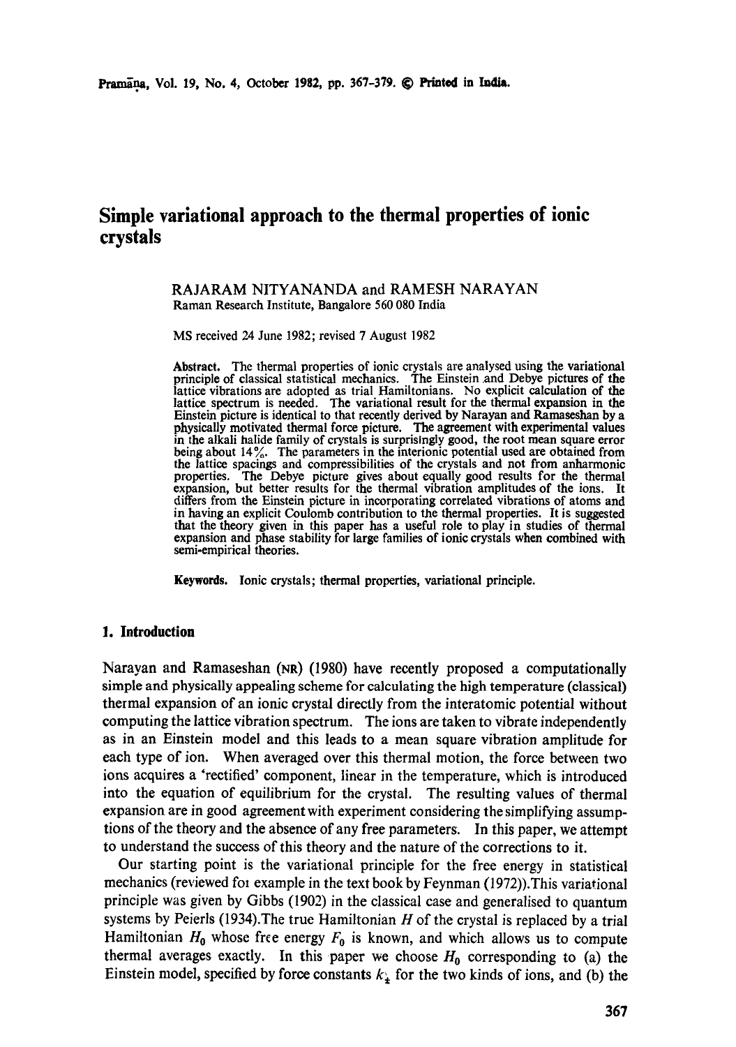# Simple variational approach to the thermal properties of ionic crystals

RAJARAM NITYANANDA and RAMESH NARAYAN

Raman Research Institute, Bangalore 560 080 India

MS received 24 June 1982; revised 7 August 1982

**Abstract.** The thermal properties of ionic crystals are analysed using the variational principle of classical statistical mechanics. The Einstein and Debye pictures of the lattice vibrations are adopted as trial Hamiltonians. No explicit calculation of the lattice spectrum is needed. The variational result for the thermal expansion in the Einstein picture is identical to that recently derived by Narayan and Ramaseshan by a physically motivated thermal force picture. The agreement with experimental values in the alkali halide family of crystals is surprisingly good, the root mean square error being about 14%. The parameters in the interionic potential used are obtained from the lattice spacings and compressibilities of the crystals and not from anharmonic properties. The Debye picture gives about equally good results for the thermal expansion, but better results for the thermal vibration amplitudes of the ions. It differs from the Einstein picture in incorporating correlated vibrations of atoms and in having an explicit Coulomb contribution to the thermal properties. It is suggested that the theory given in this paper has a useful role to play in studies of thermal expansion and phase stability for large families of ionic crystals when combined with semi-empirical theories.

**Keywords.** Ionic crystals; thermal properties, variational principle.

## 1. Introduction

Narayan and Ramaseshan (NR) (1980) have recently proposed a computationally simple and physically appealing scheme for calculating the high temperature (classical) thermal expansion of an ionic crystal directly from the interatomic potential without computing the lattice vibration spectrum. The ions are taken to vibrate independently as in an Einstein model and this leads to a mean square vibration amplitude for each type of ion. When averaged over this thermal motion, the force between two ions acquires a 'rectified' component, linear in the temperature, which is introduced into the equation of equilibrium for the crystal. The resulting values of thermal expansion are in good agreement with experiment considering the simplifying assumptions of the theory and the absence of any free parameters. In this paper, we attempt to understand the success of this theory and the nature of the corrections to it.

Our starting point is the variational principle for the free energy in statistical mechanics (reviewed foı example in the text book by Feynman (1972)). This variational principle was given by Gibbs (1902) in the classical case and generalised to quantum systems by Peierls (1934). The true Hamiltonian $H$ of the crystal is replaced by a trial Hamiltonian $H_0$ whose free energy $F_0$ is known, and which allows us to compute thermal averages exactly. In this paper we choose $H_0$ corresponding to (a) the Einstein model, specified by force constants $k_{\pm}$ for the two kinds of ions, and (b) the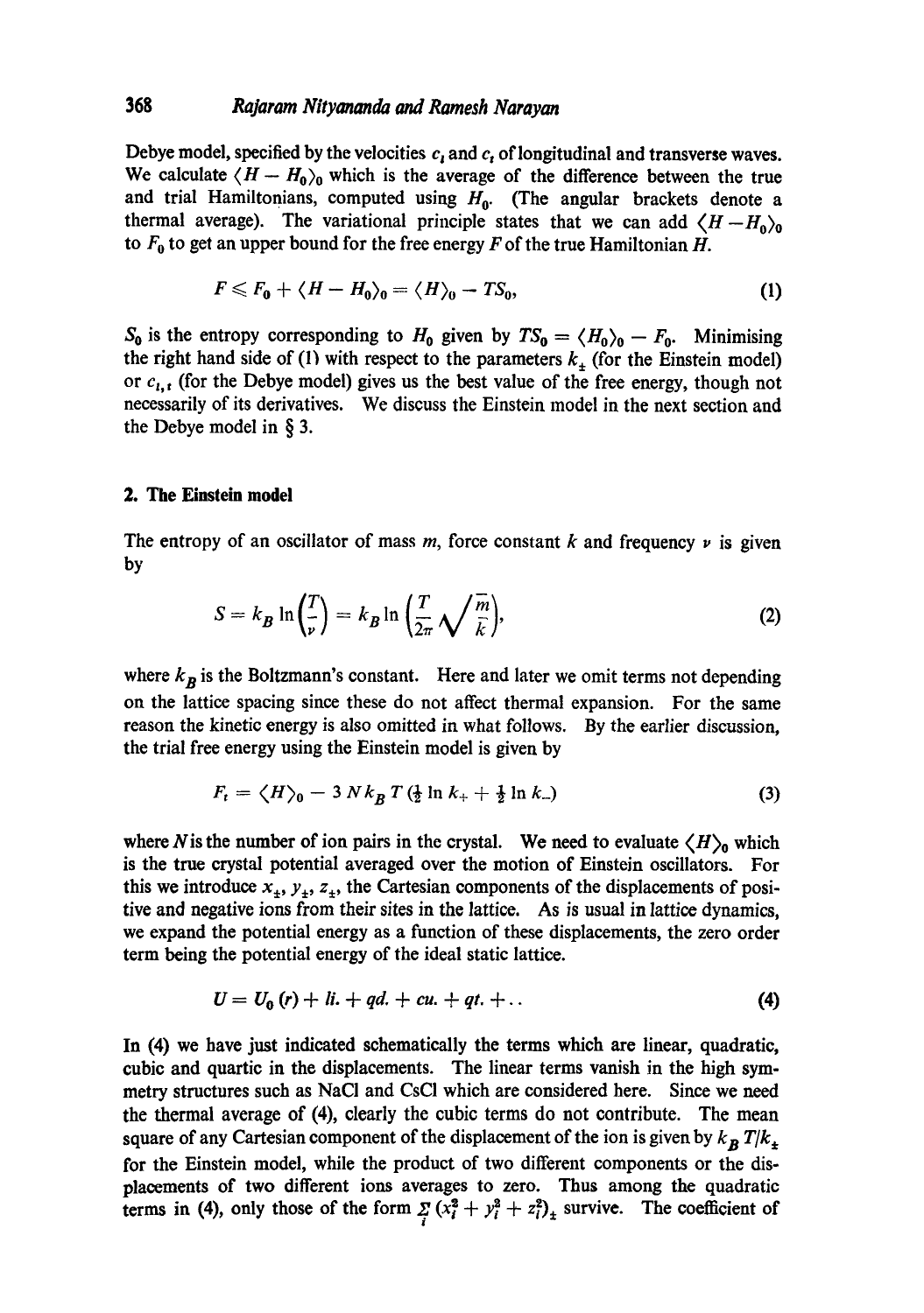Debye model, specified by the velocities $c_l$ and $c_t$ of longitudinal and transverse waves. We calculate $\langle H - H_0 \rangle_0$ which is the average of the difference between the true and trial Hamiltonians, computed using $H_0$. (The angular brackets denote a thermal average). The variational principle states that we can add $\langle H - H_0 \rangle_0$ to $F_0$ to get an upper bound for the free energy $F$ of the true Hamiltonian $H$.

$$F \leqslant F_0 + \langle H - H_0 \rangle_0 = \langle H \rangle_0 - TS_0, \tag{1}$$

$S_0$ is the entropy corresponding to $H_0$ given by $TS_0 = \langle H_0 \rangle_0 - F_0$. Minimising the right hand side of (1) with respect to the parameters $k_{\pm}$ (for the Einstein model) or $c_{l,t}$ (for the Debye model) gives us the best value of the free energy, though not necessarily of its derivatives. We discuss the Einstein model in the next section and the Debye model in § 3.

## 2. The Einstein model

The entropy of an oscillator of mass $m$, force constant $k$ and frequency $\nu$ is given by

$$S = k_B \ln\left(\frac{T}{\nu}\right) = k_B \ln\left(\frac{T}{2\pi}\sqrt{\frac{m}{k}}\right), \tag{2}$$

where $k_B$ is the Boltzmann's constant. Here and later we omit terms not depending on the lattice spacing since these do not affect thermal expansion. For the same reason the kinetic energy is also omitted in what follows. By the earlier discussion, the trial free energy using the Einstein model is given by

$$F_t = \langle H \rangle_0 - 3\,N k_B\, T\left(\tfrac{1}{2}\ln k_+ + \tfrac{1}{2}\ln k_-\right) \tag{3}$$

where $N$ is the number of ion pairs in the crystal. We need to evaluate $\langle H \rangle_0$ which is the true crystal potential averaged over the motion of Einstein oscillators. For this we introduce $x_{\pm}$, $y_{\pm}$, $z_{\pm}$, the Cartesian components of the displacements of positive and negative ions from their sites in the lattice. As is usual in lattice dynamics, we expand the potential energy as a function of these displacements, the zero order term being the potential energy of the ideal static lattice.

$$U = U_0(r) + li. + qd. + cu. + qt. + \ldots \tag{4}$$

In (4) we have just indicated schematically the terms which are linear, quadratic, cubic and quartic in the displacements. The linear terms vanish in the high symmetry structures such as NaCl and CsCl which are considered here. Since we need the thermal average of (4), clearly the cubic terms do not contribute. The mean square of any Cartesian component of the displacement of the ion is given by $k_B T/k_{\pm}$ for the Einstein model, while the product of two different components or the displacements of two different ions averages to zero. Thus among the quadratic terms in (4), only those of the form $\sum_i (x_i^2 + y_i^2 + z_i^2)_{\pm}$ survive. The coefficient of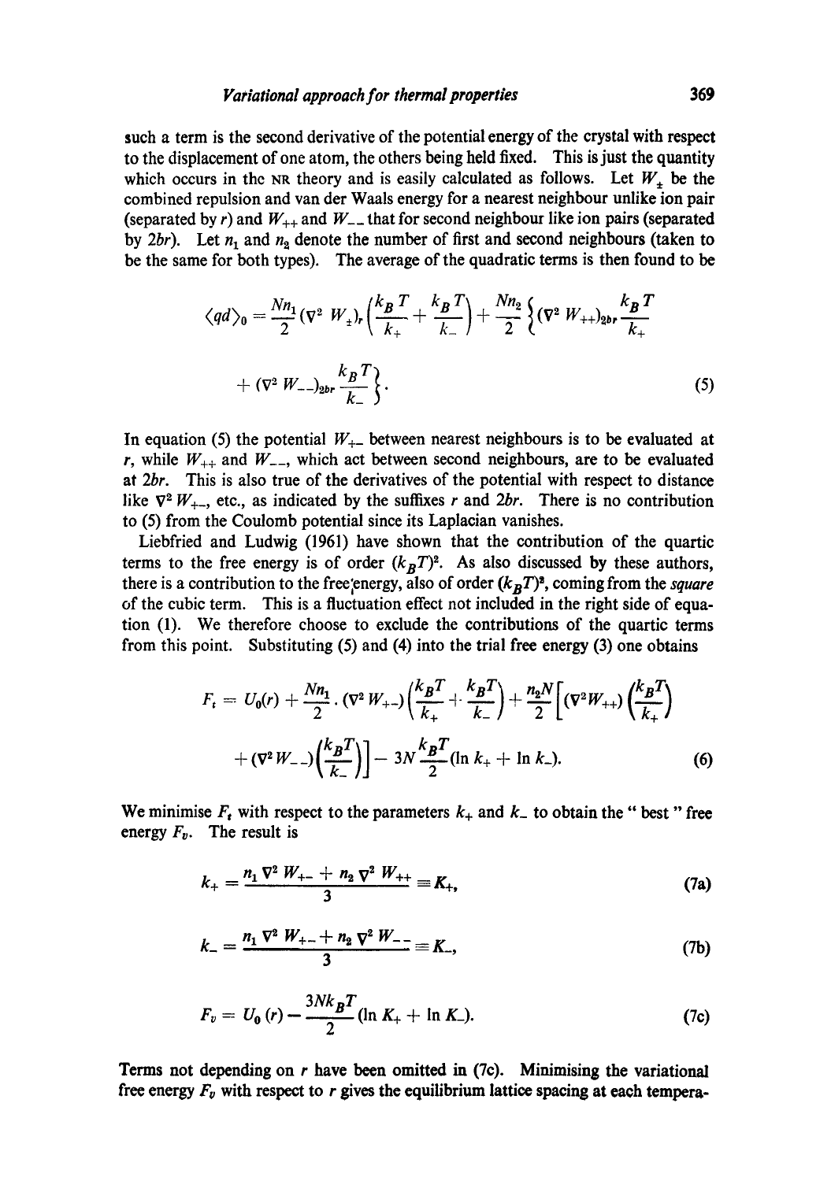such a term is the second derivative of the potential energy of the crystal with respect to the displacement of one atom, the others being held fixed. This is just the quantity which occurs in the NR theory and is easily calculated as follows. Let $W_{\pm}$ be the combined repulsion and van der Waals energy for a nearest neighbour unlike ion pair (separated by $r$) and $W_{++}$ and $W_{--}$ that for second neighbour like ion pairs (separated by $2br$). Let $n_1$ and $n_2$ denote the number of first and second neighbours (taken to be the same for both types). The average of the quadratic terms is then found to be

$$\langle qd \rangle_0 = \frac{Nn_1}{2}(\nabla^2 W_{\pm})_r \left(\frac{k_B T}{k_+} + \frac{k_B T}{k_-}\right) + \frac{Nn_2}{2}\left\{(\nabla^2 W_{++})_{2br}\frac{k_B T}{k_+} + (\nabla^2 W_{--})_{2br}\frac{k_B T}{k_-}\right\}. \tag{5}$$

In equation (5) the potential $W_{+-}$ between nearest neighbours is to be evaluated at $r$, while $W_{++}$ and $W_{--}$, which act between second neighbours, are to be evaluated at $2br$. This is also true of the derivatives of the potential with respect to distance like $\nabla^2 W_{+-}$, etc., as indicated by the suffixes $r$ and $2br$. There is no contribution to (5) from the Coulomb potential since its Laplacian vanishes.

Liebfried and Ludwig (1961) have shown that the contribution of the quartic terms to the free energy is of order $(k_B T)^2$. As also discussed by these authors, there is a contribution to the free energy, also of order $(k_B T)^2$, coming from the *square* of the cubic term. This is a fluctuation effect not included in the right side of equation (1). We therefore choose to exclude the contributions of the quartic terms from this point. Substituting (5) and (4) into the trial free energy (3) one obtains

$$F_t = U_0(r) + \frac{Nn_1}{2}\cdot(\nabla^2 W_{+-})\left(\frac{k_B T}{k_+} + \frac{k_B T}{k_-}\right) + \frac{n_2 N}{2}\left[(\nabla^2 W_{++})\left(\frac{k_B T}{k_+}\right) + (\nabla^2 W_{--})\left(\frac{k_B T}{k_-}\right)\right] - 3N\frac{k_B T}{2}(\ln k_+ + \ln k_-). \tag{6}$$

We minimise $F_t$ with respect to the parameters $k_+$ and $k_-$ to obtain the " best " free energy $F_v$. The result is

$$k_+ = \frac{n_1 \nabla^2 W_{+-} + n_2 \nabla^2 W_{++}}{3} \equiv K_+, \tag{7a}$$

$$k_- = \frac{n_1 \nabla^2 W_{+-} + n_2 \nabla^2 W_{--}}{3} \equiv K_-, \tag{7b}$$

$$F_v = U_0(r) - \frac{3Nk_B T}{2}(\ln K_+ + \ln K_-). \tag{7c}$$

Terms not depending on $r$ have been omitted in (7c). Minimising the variational free energy $F_v$ with respect to $r$ gives the equilibrium lattice spacing at each tempera-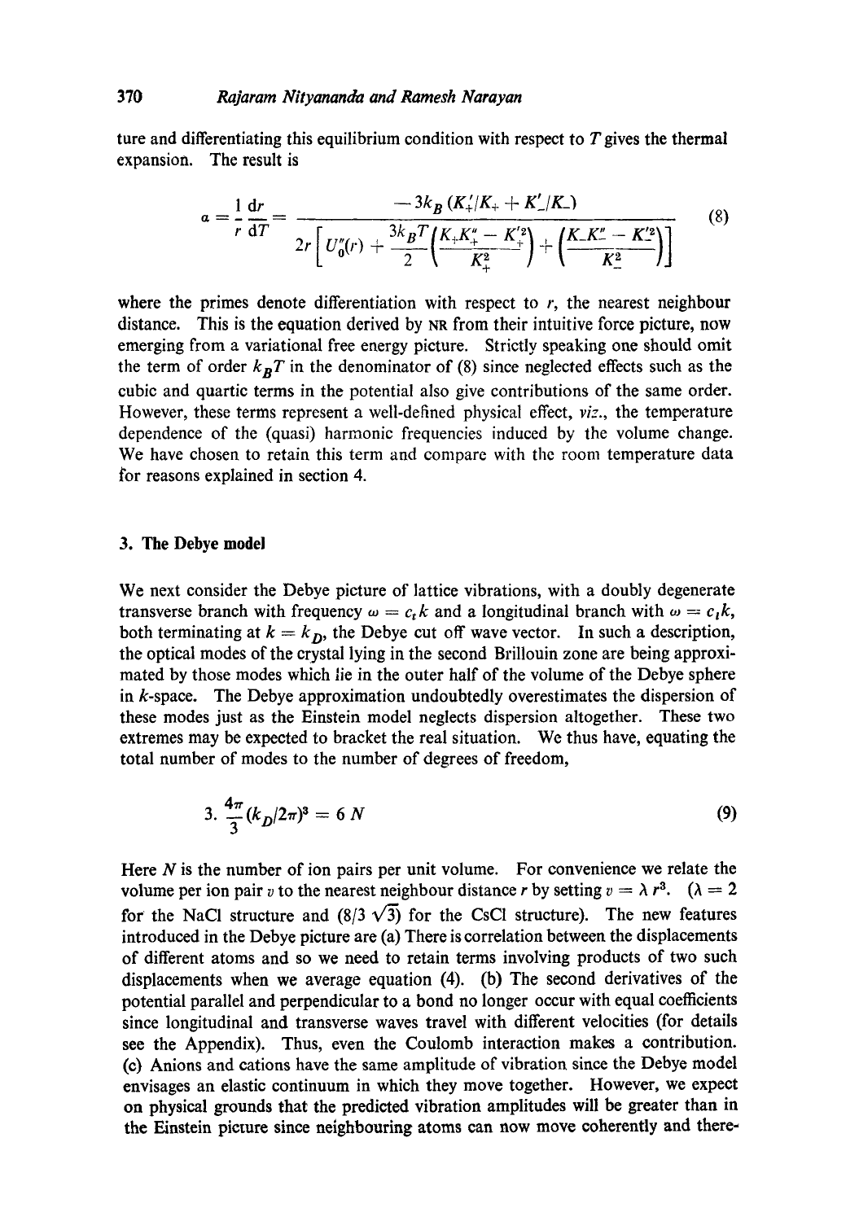ture and differentiating this equilibrium condition with respect to $T$ gives the thermal expansion. The result is

$$a = \frac{1}{r}\frac{\mathrm{d}r}{\mathrm{d}T} = \frac{-3k_B\,(K'_+/K_+ + K'_-/K_-)}{2r\left[U''_0(r) + \frac{3k_BT}{2}\left(\frac{K_+K''_+ - K'^2_+}{K^2_+}\right) + \left(\frac{K_-K''_- - K'^2_-}{K^2_-}\right)\right]} \tag{8}$$

where the primes denote differentiation with respect to $r$, the nearest neighbour distance. This is the equation derived by NR from their intuitive force picture, now emerging from a variational free energy picture. Strictly speaking one should omit the term of order $k_BT$ in the denominator of (8) since neglected effects such as the cubic and quartic terms in the potential also give contributions of the same order. However, these terms represent a well-defined physical effect, *viz.*, the temperature dependence of the (quasi) harmonic frequencies induced by the volume change. We have chosen to retain this term and compare with the room temperature data for reasons explained in section 4.

## 3. The Debye model

We next consider the Debye picture of lattice vibrations, with a doubly degenerate transverse branch with frequency $\omega = c_t k$ and a longitudinal branch with $\omega = c_l k$, both terminating at $k = k_D$, the Debye cut off wave vector. In such a description, the optical modes of the crystal lying in the second Brillouin zone are being approximated by those modes which lie in the outer half of the volume of the Debye sphere in $k$-space. The Debye approximation undoubtedly overestimates the dispersion of these modes just as the Einstein model neglects dispersion altogether. These two extremes may be expected to bracket the real situation. We thus have, equating the total number of modes to the number of degrees of freedom,

$$3.\,\frac{4\pi}{3}(k_D/2\pi)^3 = 6\,N \tag{9}$$

Here $N$ is the number of ion pairs per unit volume. For convenience we relate the volume per ion pair $v$ to the nearest neighbour distance $r$ by setting $v = \lambda\, r^3$. ($\lambda = 2$ for the NaCl structure and $(8/3\sqrt{3})$ for the CsCl structure). The new features introduced in the Debye picture are (a) There is correlation between the displacements of different atoms and so we need to retain terms involving products of two such displacements when we average equation (4). (b) The second derivatives of the potential parallel and perpendicular to a bond no longer occur with equal coefficients since longitudinal and transverse waves travel with different velocities (for details see the Appendix). Thus, even the Coulomb interaction makes a contribution. (c) Anions and cations have the same amplitude of vibration since the Debye model envisages an elastic continuum in which they move together. However, we expect on physical grounds that the predicted vibration amplitudes will be greater than in the Einstein picture since neighbouring atoms can now move coherently and there-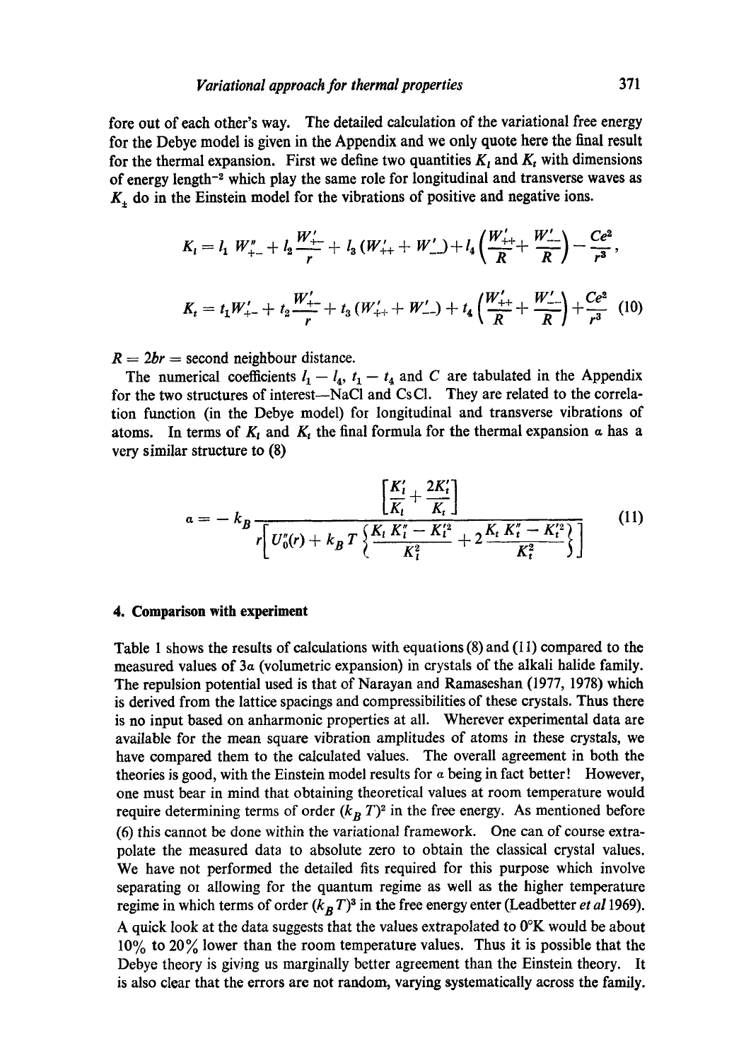fore out of each other's way. The detailed calculation of the variational free energy for the Debye model is given in the Appendix and we only quote here the final result for the thermal expansion. First we define two quantities $K_l$ and $K_t$ with dimensions of energy length$^{-2}$ which play the same role for longitudinal and transverse waves as $K_{\pm}$ do in the Einstein model for the vibrations of positive and negative ions.

$$K_l = l_1 W''_{+-} + l_2 \frac{W'_{+-}}{r} + l_3 (W'_{++} + W'_{--}) + l_4 \left( \frac{W'_{++}}{R} + \frac{W'_{--}}{R} \right) - \frac{Ce^2}{r^3},$$

$$K_t = t_1 W'_{+-} + t_2 \frac{W'_{+-}}{r} + t_3 (W'_{++} + W'_{--}) + t_4 \left( \frac{W'_{++}}{R} + \frac{W'_{--}}{R} \right) + \frac{Ce^2}{r^3} \quad (10)$$

$R = 2br$ = second neighbour distance.

The numerical coefficients $l_1 - l_4$, $t_1 - t_4$ and $C$ are tabulated in the Appendix for the two structures of interest—NaCl and CsCl. They are related to the correlation function (in the Debye model) for longitudinal and transverse vibrations of atoms. In terms of $K_l$ and $K_t$ the final formula for the thermal expansion $\alpha$ has a very similar structure to (8)

$$\alpha = -k_B \frac{\left[ \frac{K'_l}{K_l} + \frac{2K'_t}{K_t} \right]}{r \left[ U''_0(r) + k_B T \left\{ \frac{K_l K''_l - K'^2_l}{K^2_l} + 2 \frac{K_t K''_t - K'^2_t}{K^2_t} \right\} \right]} \quad (11)$$

## 4. Comparison with experiment

Table 1 shows the results of calculations with equations (8) and (11) compared to the measured values of $3\alpha$ (volumetric expansion) in crystals of the alkali halide family. The repulsion potential used is that of Narayan and Ramaseshan (1977, 1978) which is derived from the lattice spacings and compressibilities of these crystals. Thus there is no input based on anharmonic properties at all. Wherever experimental data are available for the mean square vibration amplitudes of atoms in these crystals, we have compared them to the calculated values. The overall agreement in both the theories is good, with the Einstein model results for $\alpha$ being in fact better! However, one must bear in mind that obtaining theoretical values at room temperature would require determining terms of order $(k_B T)^2$ in the free energy. As mentioned before (6) this cannot be done within the variational framework. One can of course extrapolate the measured data to absolute zero to obtain the classical crystal values. We have not performed the detailed fits required for this purpose which involve separating or allowing for the quantum regime as well as the higher temperature regime in which terms of order $(k_B T)^3$ in the free energy enter (Leadbetter *et al* 1969). A quick look at the data suggests that the values extrapolated to 0°K would be about 10% to 20% lower than the room temperature values. Thus it is possible that the Debye theory is giving us marginally better agreement than the Einstein theory. It is also clear that the errors are not random, varying systematically across the family.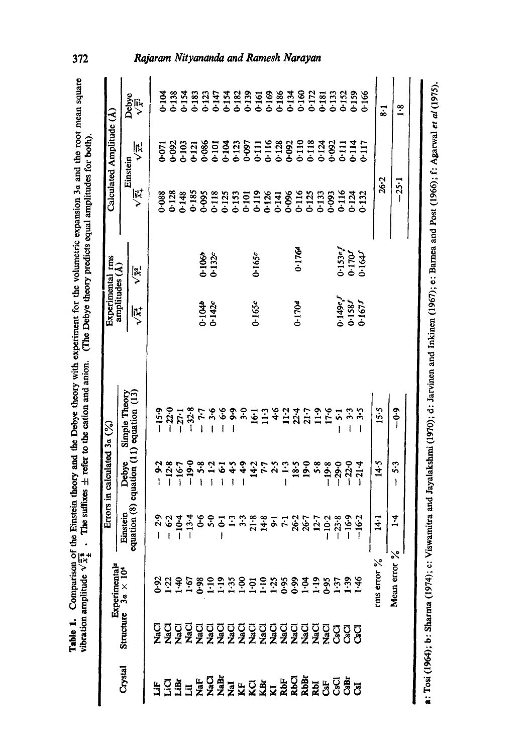**Table 1.** Comparison of the Einstein theory and the Debye theory with experiment for the volumetric expansion $3a$ and the root mean square vibration amplitude $\sqrt{\overline{x_{\pm}^2}}$. The suffixes $\pm$ refer to the cation and anion. (The Debye theory predicts equal amplitudes for both).

| Crystal | Structure | Experimental[a] $3a \times 10^4$ | Errors in calculated $3a$ (%) | | | Experimental rms amplitudes (Å) | | Calculated Amplitude (Å) | | |
|---|---|---|---|---|---|---|---|---|---|---|
| | | | Einstein equation (8) | Debye equation (11) | Simple Theory equation (13) | $\sqrt{\overline{x_+^2}}$ | $\sqrt{\overline{x_-^2}}$ | Einstein $\sqrt{\overline{x_+^2}}$ | Einstein $\sqrt{\overline{x_-^2}}$ | Debye $\sqrt{\overline{x^2}}$ |
| LiF | NaCl | 0·92 | − 2·9 | − 9·2 | −15·9 | | | 0·088 | 0·071 | 0·104 |
| LiCl | NaCl | 1·22 | − 6·2 | −12·8 | −22·0 | | | 0·128 | 0·092 | 0·138 |
| LiBr | NaCl | 1·40 | −10·4 | −16·7 | −27·1 | | | 0·148 | 0·103 | 0·154 |
| LiI | NaCl | 1·67 | −13·4 | −19·0 | −32·8 | | | 0·185 | 0·121 | 0·183 |
| NaF | NaCl | 0·98 | 0·6 | − 5·8 | − 7·7 | 0·104[b] | 0·106[b] | 0·095 | 0·086 | 0·123 |
| NaCl | NaCl | 1·10 | 5·0 | − 1·2 | − 3·6 | 0·142[c] | 0·132[c] | 0·118 | 0·101 | 0·147 |
| NaBr | NaCl | 1·19 | − 0·1 | − 6·1 | − 6·6 | | | 0·125 | 0·104 | 0·154 |
| NaI | NaCl | 1·35 | 1·3 | − 4·5 | − 9·9 | | | 0·153 | 0·123 | 0·182 |
| KF | NaCl | 1·00 | 3·3 | − 4·9 | 3·0 | | | 0·101 | 0·097 | 0·139 |
| KCl | NaCl | 1·01 | 21·8 | 14·2 | 16·1 | 0·165[c] | 0·165[c] | 0·119 | 0·111 | 0·161 |
| KBr | NaCl | 1·10 | 14·8 | 7·7 | 11·3 | | | 0·126 | 0·116 | 0·169 |
| KI | NaCl | 1·25 | 9·1 | 2·5 | 4·6 | | | 0·141 | 0·128 | 0·186 |
| RbF | NaCl | 0·95 | 7·1 | − 1·3 | 11·2 | | | 0·096 | 0·092 | 0·134 |
| RbCl | NaCl | 0·99 | 26·2 | 18·5 | 22·4 | 0·170[d] | 0·176[d] | 0·116 | 0·110 | 0·160 |
| RbBr | NaCl | 1·04 | 26·7 | 19·0 | 21·7 | | | 0·125 | 0·118 | 0·172 |
| RbI | NaCl | 1·19 | 12·7 | 5·8 | 11·9 | | | 0·133 | 0·124 | 0·181 |
| CsF | NaCl | 0·95 | −10·2 | −19·8 | 17·6 | | | 0·093 | 0·092 | 0·133 |
| CsCl | CsCl | 1·37 | −23·8 | −29·0 | − 5·1 | 0·149[e,f] | 0·153[e,f] | 0·116 | 0·111 | 0·152 |
| CsBr | CsCl | 1·39 | −16·9 | −22·0 | − 3·3 | 0·158[f] | 0·170[f] | 0·124 | 0·114 | 0·159 |
| CsI | CsCl | 1·46 | −16·2 | −21·4 | − 3·5 | 0·167[f] | 0·164[f] | 0·132 | 0·117 | 0·166 |
| | rms error % | | 14·1 | 14·5 | 15·5 | | | 26·2 | | 8·1 |
| | Mean error % | | 1·4 | − 5·3 | − 0·9 | | | −25·1 | | 1·8 |

a: Tosi (1964); b: Sharma (1974); c: Viswamitra and Jayalakshmi (1970); d: Jarvinen and Inkinen (1967); e: Barnea and Post (1966); f: Agarwal *et al* (1975).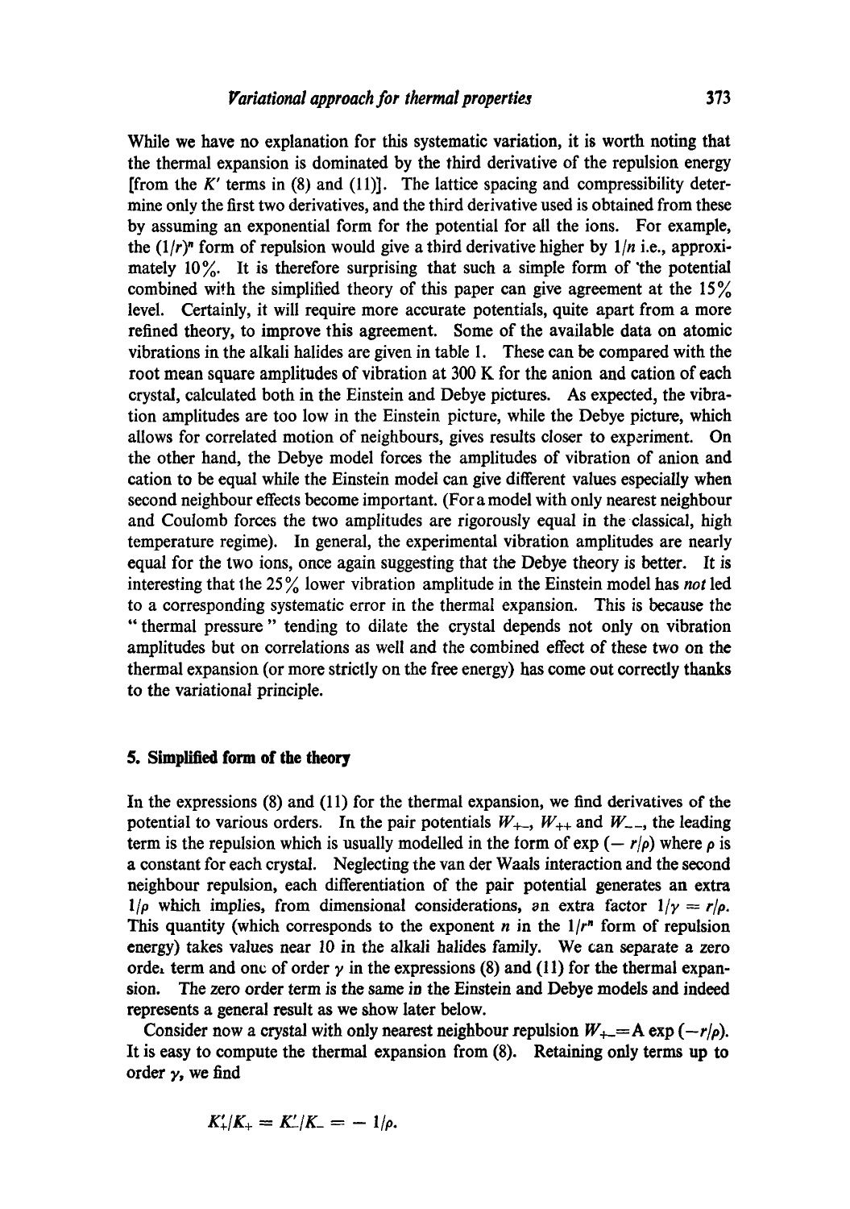While we have no explanation for this systematic variation, it is worth noting that the thermal expansion is dominated by the third derivative of the repulsion energy [from the $K'$ terms in (8) and (11)]. The lattice spacing and compressibility determine only the first two derivatives, and the third derivative used is obtained from these by assuming an exponential form for the potential for all the ions. For example, the $(1/r)^n$ form of repulsion would give a third derivative higher by $1/n$ i.e., approximately 10%. It is therefore surprising that such a simple form of the potential combined with the simplified theory of this paper can give agreement at the 15% level. Certainly, it will require more accurate potentials, quite apart from a more refined theory, to improve this agreement. Some of the available data on atomic vibrations in the alkali halides are given in table 1. These can be compared with the root mean square amplitudes of vibration at 300 K for the anion and cation of each crystal, calculated both in the Einstein and Debye pictures. As expected, the vibration amplitudes are too low in the Einstein picture, while the Debye picture, which allows for correlated motion of neighbours, gives results closer to experiment. On the other hand, the Debye model forces the amplitudes of vibration of anion and cation to be equal while the Einstein model can give different values especially when second neighbour effects become important. (For a model with only nearest neighbour and Coulomb forces the two amplitudes are rigorously equal in the classical, high temperature regime). In general, the experimental vibration amplitudes are nearly equal for the two ions, once again suggesting that the Debye theory is better. It is interesting that the 25% lower vibration amplitude in the Einstein model has *not* led to a corresponding systematic error in the thermal expansion. This is because the "thermal pressure" tending to dilate the crystal depends not only on vibration amplitudes but on correlations as well and the combined effect of these two on the thermal expansion (or more strictly on the free energy) has come out correctly thanks to the variational principle.

## 5. Simplified form of the theory

In the expressions (8) and (11) for the thermal expansion, we find derivatives of the potential to various orders. In the pair potentials $W_{+-}$, $W_{++}$ and $W_{--}$, the leading term is the repulsion which is usually modelled in the form of $\exp(-r/\rho)$ where $\rho$ is a constant for each crystal. Neglecting the van der Waals interaction and the second neighbour repulsion, each differentiation of the pair potential generates an extra $1/\rho$ which implies, from dimensional considerations, an extra factor $1/\gamma = r/\rho$. This quantity (which corresponds to the exponent $n$ in the $1/r^n$ form of repulsion energy) takes values near 10 in the alkali halides family. We can separate a zero order term and one of order $\gamma$ in the expressions (8) and (11) for the thermal expansion. The zero order term is the same in the Einstein and Debye models and indeed represents a general result as we show later below.

Consider now a crystal with only nearest neighbour repulsion $W_{+-} = A\exp(-r/\rho)$. It is easy to compute the thermal expansion from (8). Retaining only terms up to order $\gamma$, we find

$$K'_{+}/K_{+} = K'_{-}/K_{-} = -1/\rho.$$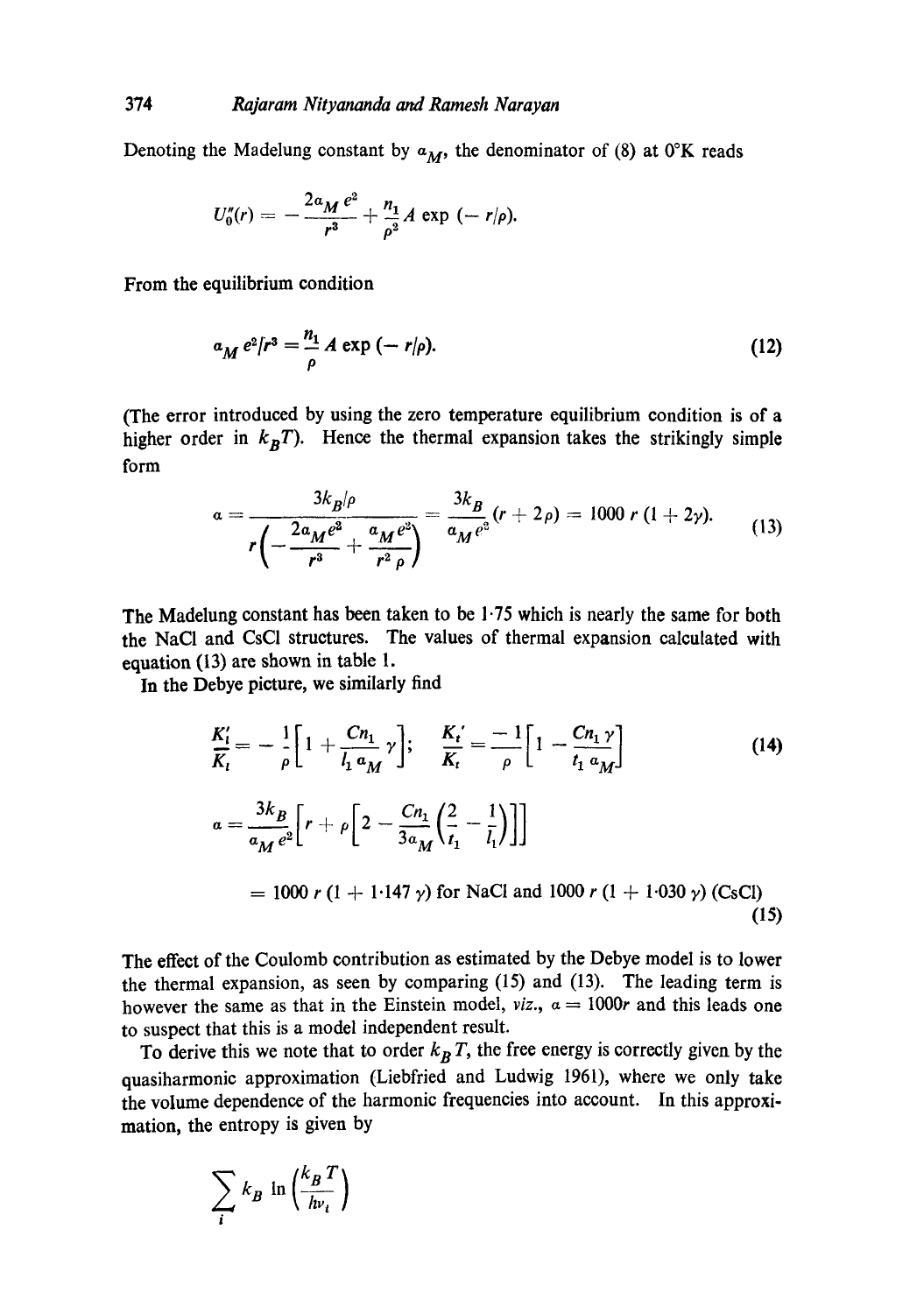Denoting the Madelung constant by $\alpha_M$, the denominator of (8) at 0°K reads

$$U_0''(r) = -\frac{2\alpha_M e^2}{r^3} + \frac{n_1}{\rho^2} A \exp(-r/\rho).$$

From the equilibrium condition

$$\alpha_M e^2/r^3 = \frac{n_1}{\rho} A \exp(-r/\rho). \tag{12}$$

(The error introduced by using the zero temperature equilibrium condition is of a higher order in $k_B T$). Hence the thermal expansion takes the strikingly simple form

$$\alpha = \frac{3k_B/\rho}{r\left(-\frac{2\alpha_M e^2}{r^3} + \frac{\alpha_M e^2}{r^2 \rho}\right)} = \frac{3k_B}{\alpha_M e^2}(r + 2\rho) = 1000\, r\,(1 + 2\gamma). \tag{13}$$

The Madelung constant has been taken to be 1·75 which is nearly the same for both the NaCl and CsCl structures. The values of thermal expansion calculated with equation (13) are shown in table 1.

In the Debye picture, we similarly find

$$\frac{K_l'}{K_l} = -\frac{1}{\rho}\left[1 + \frac{Cn_1}{l_1 \alpha_M}\gamma\right]; \quad \frac{K_t'}{K_t} = \frac{-1}{\rho}\left[1 - \frac{Cn_1 \gamma}{t_1 \alpha_M}\right] \tag{14}$$

$$\alpha = \frac{3k_B}{\alpha_M e^2}\left[r + \rho\left[2 - \frac{Cn_1}{3\alpha_M}\left(\frac{2}{t_1} - \frac{1}{l_1}\right)\right]\right]$$

$$= 1000\, r\,(1 + 1{\cdot}147\,\gamma) \text{ for NaCl and } 1000\, r\,(1 + 1{\cdot}030\,\gamma) \text{ (CsCl)} \tag{15}$$

The effect of the Coulomb contribution as estimated by the Debye model is to lower the thermal expansion, as seen by comparing (15) and (13). The leading term is however the same as that in the Einstein model, *viz.*, $\alpha = 1000r$ and this leads one to suspect that this is a model independent result.

To derive this we note that to order $k_B T$, the free energy is correctly given by the quasiharmonic approximation (Liebfried and Ludwig 1961), where we only take the volume dependence of the harmonic frequencies into account. In this approximation, the entropy is given by

$$\sum_i k_B \ln\left(\frac{k_B T}{h\nu_i}\right)$$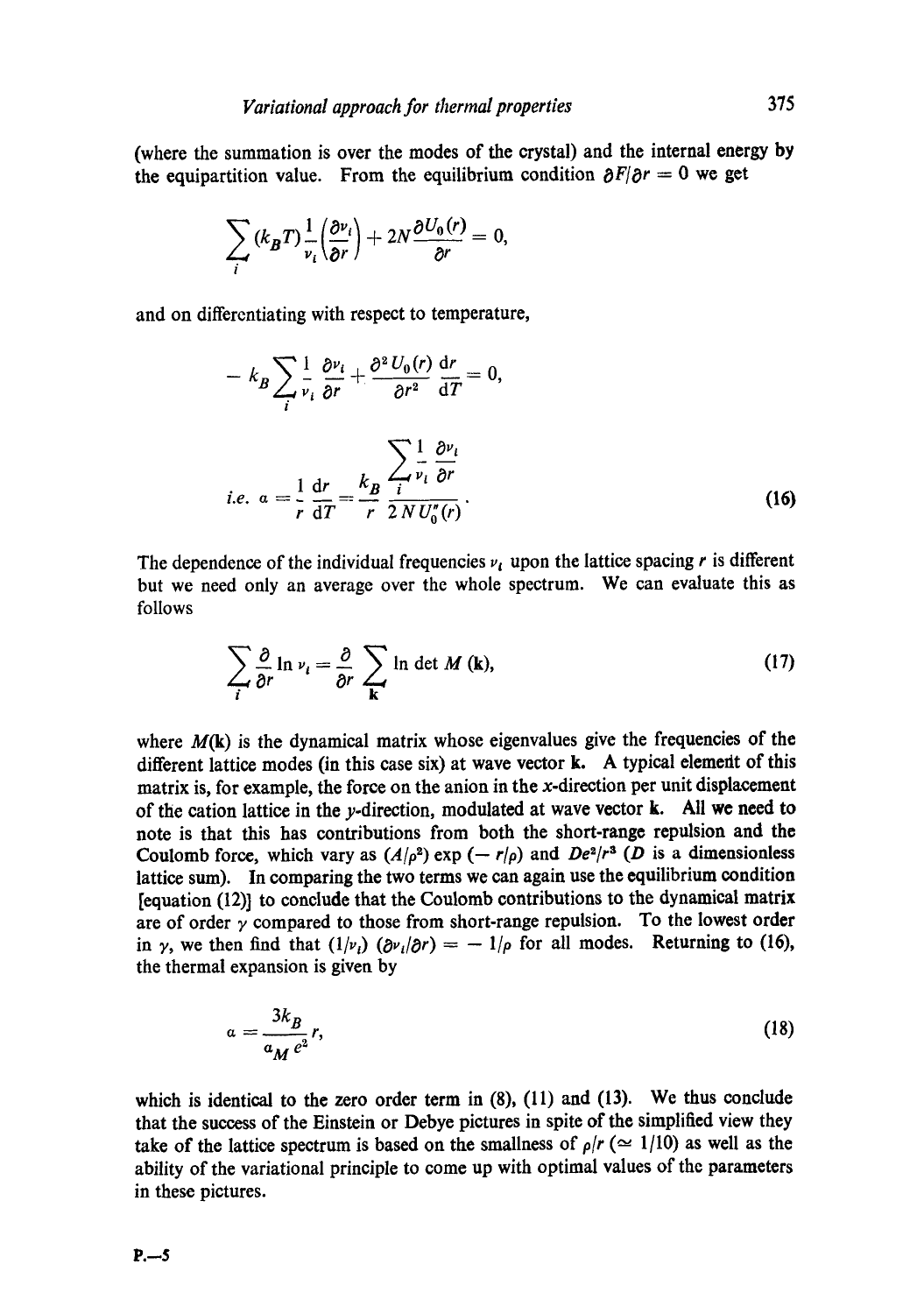(where the summation is over the modes of the crystal) and the internal energy by the equipartition value. From the equilibrium condition $\partial F/\partial r = 0$ we get

$$\sum_i (k_B T) \frac{1}{\nu_i}\left(\frac{\partial \nu_i}{\partial r}\right) + 2N \frac{\partial U_0(r)}{\partial r} = 0,$$

and on differentiating with respect to temperature,

$$-k_B \sum_i \frac{1}{\nu_i} \frac{\partial \nu_i}{\partial r} + \frac{\partial^2 U_0(r)}{\partial r^2} \frac{\mathrm{d}r}{\mathrm{d}T} = 0,$$

$$i.e.\ \alpha = \frac{1}{r}\frac{\mathrm{d}r}{\mathrm{d}T} = \frac{k_B}{r} \frac{\sum_i \frac{1}{\nu_i}\frac{\partial \nu_i}{\partial r}}{2NU_0''(r)}. \tag{16}$$

The dependence of the individual frequencies $\nu_i$ upon the lattice spacing $r$ is different but we need only an average over the whole spectrum. We can evaluate this as follows

$$\sum_i \frac{\partial}{\partial r} \ln \nu_i = \frac{\partial}{\partial r} \sum_{\mathbf{k}} \ln \det M(\mathbf{k}), \tag{17}$$

where $M(\mathbf{k})$ is the dynamical matrix whose eigenvalues give the frequencies of the different lattice modes (in this case six) at wave vector $\mathbf{k}$. A typical element of this matrix is, for example, the force on the anion in the $x$-direction per unit displacement of the cation lattice in the $y$-direction, modulated at wave vector $\mathbf{k}$. All we need to note is that this has contributions from both the short-range repulsion and the Coulomb force, which vary as $(A/\rho^2)\exp(-r/\rho)$ and $De^2/r^3$ ($D$ is a dimensionless lattice sum). In comparing the two terms we can again use the equilibrium condition [equation (12)] to conclude that the Coulomb contributions to the dynamical matrix are of order $\gamma$ compared to those from short-range repulsion. To the lowest order in $\gamma$, we then find that $(1/\nu_i)(\partial \nu_i/\partial r) = -1/\rho$ for all modes. Returning to (16), the thermal expansion is given by

$$\alpha = \frac{3k_B}{\alpha_M e^2} r, \tag{18}$$

which is identical to the zero order term in (8), (11) and (13). We thus conclude that the success of the Einstein or Debye pictures in spite of the simplified view they take of the lattice spectrum is based on the smallness of $\rho/r$ ($\simeq 1/10$) as well as the ability of the variational principle to come up with optimal values of the parameters in these pictures.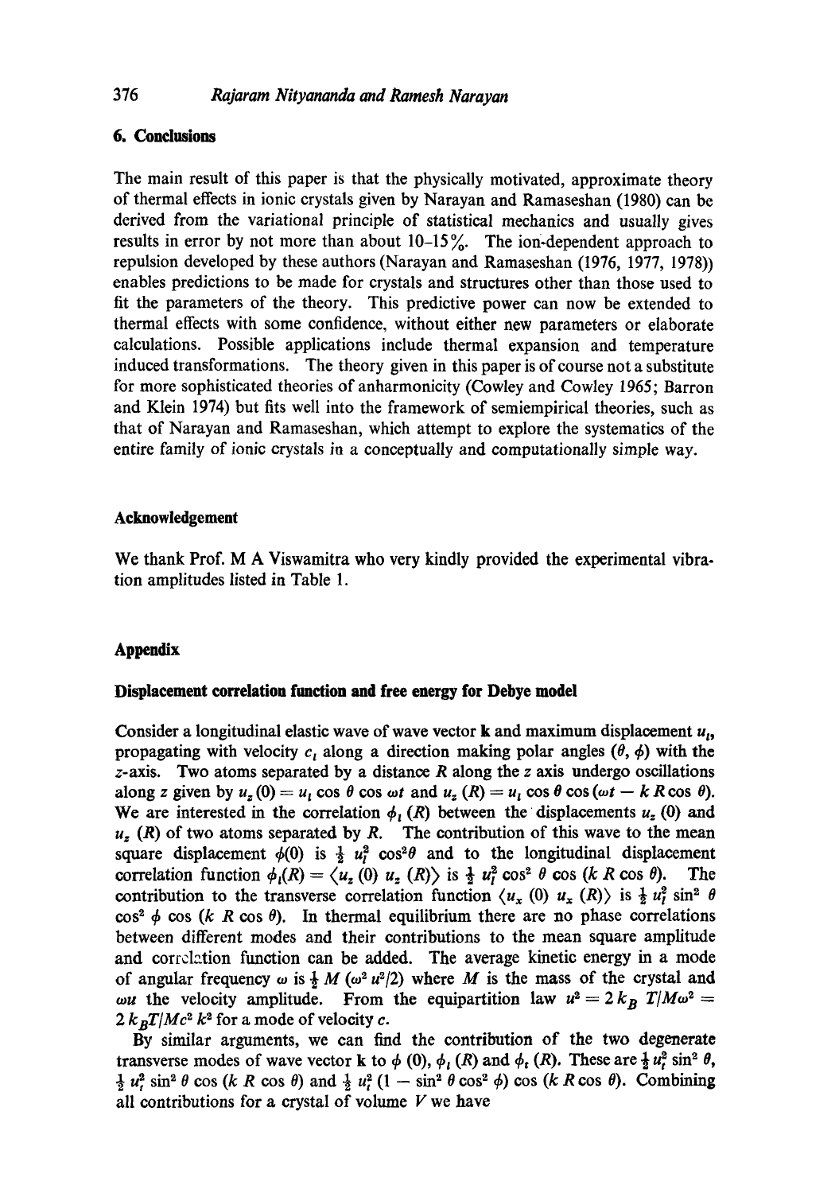## 6. Conclusions

The main result of this paper is that the physically motivated, approximate theory of thermal effects in ionic crystals given by Narayan and Ramaseshan (1980) can be derived from the variational principle of statistical mechanics and usually gives results in error by not more than about 10–15%. The ion-dependent approach to repulsion developed by these authors (Narayan and Ramaseshan (1976, 1977, 1978)) enables predictions to be made for crystals and structures other than those used to fit the parameters of the theory. This predictive power can now be extended to thermal effects with some confidence, without either new parameters or elaborate calculations. Possible applications include thermal expansion and temperature induced transformations. The theory given in this paper is of course not a substitute for more sophisticated theories of anharmonicity (Cowley and Cowley 1965; Barron and Klein 1974) but fits well into the framework of semiempirical theories, such as that of Narayan and Ramaseshan, which attempt to explore the systematics of the entire family of ionic crystals in a conceptually and computationally simple way.

## Acknowledgement

We thank Prof. M A Viswamitra who very kindly provided the experimental vibration amplitudes listed in Table 1.

## Appendix

### Displacement correlation function and free energy for Debye model

Consider a longitudinal elastic wave of wave vector **k** and maximum displacement $u_l$, propagating with velocity $c_l$ along a direction making polar angles $(\theta, \phi)$ with the $z$-axis. Two atoms separated by a distance $R$ along the $z$ axis undergo oscillations along $z$ given by $u_z(0) = u_l \cos\theta \cos\omega t$ and $u_z(R) = u_l \cos\theta \cos(\omega t - kR\cos\theta)$. We are interested in the correlation $\phi_l(R)$ between the displacements $u_z(0)$ and $u_z(R)$ of two atoms separated by $R$. The contribution of this wave to the mean square displacement $\phi(0)$ is $\frac{1}{2} u_l^2 \cos^2\theta$ and to the longitudinal displacement correlation function $\phi_l(R) = \langle u_z(0)\, u_z(R)\rangle$ is $\frac{1}{2} u_l^2 \cos^2\theta \cos(kR\cos\theta)$. The contribution to the transverse correlation function $\langle u_x(0)\, u_x(R)\rangle$ is $\frac{1}{2} u_l^2 \sin^2\theta \cos^2\phi \cos(kR\cos\theta)$. In thermal equilibrium there are no phase correlations between different modes and their contributions to the mean square amplitude and correlation function can be added. The average kinetic energy in a mode of angular frequency $\omega$ is $\frac{1}{2} M(\omega^2 u^2/2)$ where $M$ is the mass of the crystal and $\omega u$ the velocity amplitude. From the equipartition law $u^2 = 2k_B T/M\omega^2 = 2k_B T/Mc^2 k^2$ for a mode of velocity $c$.

By similar arguments, we can find the contribution of the two degenerate transverse modes of wave vector **k** to $\phi(0)$, $\phi_l(R)$ and $\phi_t(R)$. These are $\frac{1}{2} u_t^2 \sin^2\theta$, $\frac{1}{2} u_t^2 \sin^2\theta \cos(kR\cos\theta)$ and $\frac{1}{2} u_t^2 (1 - \sin^2\theta\cos^2\phi)\cos(kR\cos\theta)$. Combining all contributions for a crystal of volume $V$ we have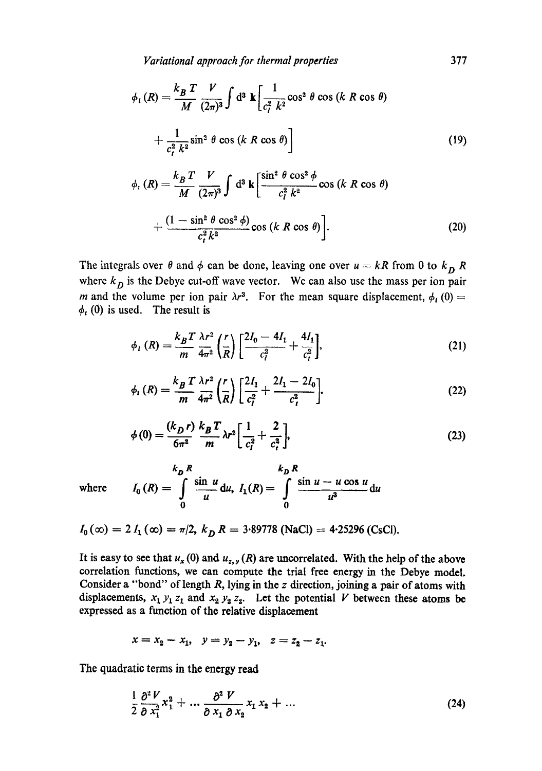$$\phi_l(R) = \frac{k_B T}{M} \frac{V}{(2\pi)^3} \int d^3 \mathbf{k} \left[ \frac{1}{c_l^2 k^2} \cos^2 \theta \cos(k R \cos \theta) + \frac{1}{c_t^2 k^2} \sin^2 \theta \cos(k R \cos \theta) \right] \tag{19}$$

$$\phi_t(R) = \frac{k_B T}{M} \frac{V}{(2\pi)^3} \int d^3 \mathbf{k} \left[ \frac{\sin^2 \theta \cos^2 \phi}{c_l^2 k^2} \cos(k R \cos \theta) + \frac{(1 - \sin^2 \theta \cos^2 \phi)}{c_t^2 k^2} \cos(k R \cos \theta) \right]. \tag{20}$$

The integrals over $\theta$ and $\phi$ can be done, leaving one over $u = kR$ from 0 to $k_D R$ where $k_D$ is the Debye cut-off wave vector. We can also use the mass per ion pair $m$ and the volume per ion pair $\lambda r^3$. For the mean square displacement, $\phi_l(0) = \phi_t(0)$ is used. The result is

$$\phi_l(R) = \frac{k_B T}{m} \frac{\lambda r^2}{4\pi^2} \left( \frac{r}{R} \right) \left[ \frac{2I_0 - 4I_1}{c_l^2} + \frac{4I_1}{c_t^2} \right], \tag{21}$$

$$\phi_t(R) = \frac{k_B T}{m} \frac{\lambda r^2}{4\pi^2} \left( \frac{r}{R} \right) \left[ \frac{2I_1}{c_l^2} + \frac{2I_1 - 2I_0}{c_t^2} \right]. \tag{22}$$

$$\phi(0) = \frac{(k_D r)}{6\pi^2} \frac{k_B T}{m} \lambda r^2 \left[ \frac{1}{c_l^2} + \frac{2}{c_t^2} \right], \tag{23}$$

where $\displaystyle I_0(R) = \int_0^{k_D R} \frac{\sin u}{u} du, \quad I_1(R) = \int_0^{k_D R} \frac{\sin u - u \cos u}{u^3} du$

$I_0(\infty) = 2 I_1(\infty) = \pi/2$, $k_D R = 3{\cdot}89778$ (NaCl) $= 4{\cdot}25296$ (CsCl).

It is easy to see that $u_x(0)$ and $u_{z,y}(R)$ are uncorrelated. With the help of the above correlation functions, we can compute the trial free energy in the Debye model. Consider a "bond" of length $R$, lying in the $z$ direction, joining a pair of atoms with displacements, $x_1 y_1 z_1$ and $x_2 y_2 z_2$. Let the potential $V$ between these atoms be expressed as a function of the relative displacement

$$x = x_2 - x_1, \quad y = y_2 - y_1, \quad z = z_2 - z_1.$$

The quadratic terms in the energy read

$$\frac{1}{2} \frac{\partial^2 V}{\partial x_1^2} x_1^2 + \dots \frac{\partial^2 V}{\partial x_1 \partial x_2} x_1 x_2 + \dots \tag{24}$$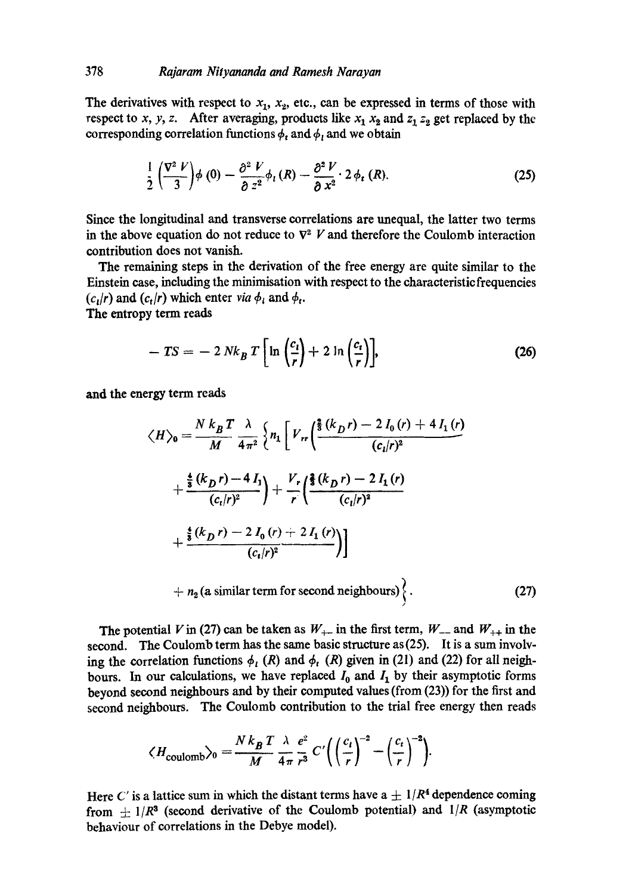The derivatives with respect to $x_1$, $x_2$, etc., can be expressed in terms of those with respect to $x$, $y$, $z$. After averaging, products like $x_1 x_2$ and $z_1 z_2$ get replaced by the corresponding correlation functions $\phi_t$ and $\phi_l$ and we obtain

$$\frac{1}{2}\left(\frac{\nabla^2 V}{3}\right)\phi(0) - \frac{\partial^2 V}{\partial z^2}\phi_l(R) - \frac{\partial^2 V}{\partial x^2}\cdot 2\phi_t(R). \tag{25}$$

Since the longitudinal and transverse correlations are unequal, the latter two terms in the above equation do not reduce to $\nabla^2 V$ and therefore the Coulomb interaction contribution does not vanish.

The remaining steps in the derivation of the free energy are quite similar to the Einstein case, including the minimisation with respect to the characteristic frequencies $(c_l/r)$ and $(c_t/r)$ which enter *via* $\phi_l$ and $\phi_t$.

The entropy term reads

$$-TS = -2Nk_B T\left[\ln\left(\frac{c_l}{r}\right) + 2\ln\left(\frac{c_t}{r}\right)\right], \tag{26}$$

and the energy term reads

$$\begin{aligned}
\langle H\rangle_0 = \frac{N k_B T}{M}\frac{\lambda}{4\pi^2}\Bigg\{ n_1 \Bigg[ V_{rr}\Bigg(&\frac{\frac{2}{3}(k_D r) - 2I_0(r) + 4I_1(r)}{(c_l/r)^2} \\
&+ \frac{\frac{4}{3}(k_D r) - 4I_1}{(c_t/r)^2}\Bigg) + \frac{V_r}{r}\Bigg(\frac{\frac{2}{3}(k_D r) - 2I_1(r)}{(c_l/r)^2} \\
&+ \frac{\frac{4}{3}(k_D r) - 2I_0(r) + 2I_1(r)}{(c_t/r)^2}\Bigg)\Bigg] \\
&+ n_2\,(\text{a similar term for second neighbours})\Bigg\}.
\end{aligned} \tag{27}$$

The potential $V$ in (27) can be taken as $W_{+-}$ in the first term, $W_{--}$ and $W_{++}$ in the second. The Coulomb term has the same basic structure as (25). It is a sum involving the correlation functions $\phi_l(R)$ and $\phi_t(R)$ given in (21) and (22) for all neighbours. In our calculations, we have replaced $I_0$ and $I_1$ by their asymptotic forms beyond second neighbours and by their computed values (from (23)) for the first and second neighbours. The Coulomb contribution to the trial free energy then reads

$$\langle H_{\text{coulomb}}\rangle_0 = \frac{N k_B T}{M}\frac{\lambda}{4\pi}\frac{e^2}{r^3}C'\left(\left(\frac{c_l}{r}\right)^{-2} - \left(\frac{c_t}{r}\right)^{-2}\right).$$

Here $C'$ is a lattice sum in which the distant terms have a $\pm 1/R^4$ dependence coming from $\pm 1/R^3$ (second derivative of the Coulomb potential) and $1/R$ (asymptotic behaviour of correlations in the Debye model).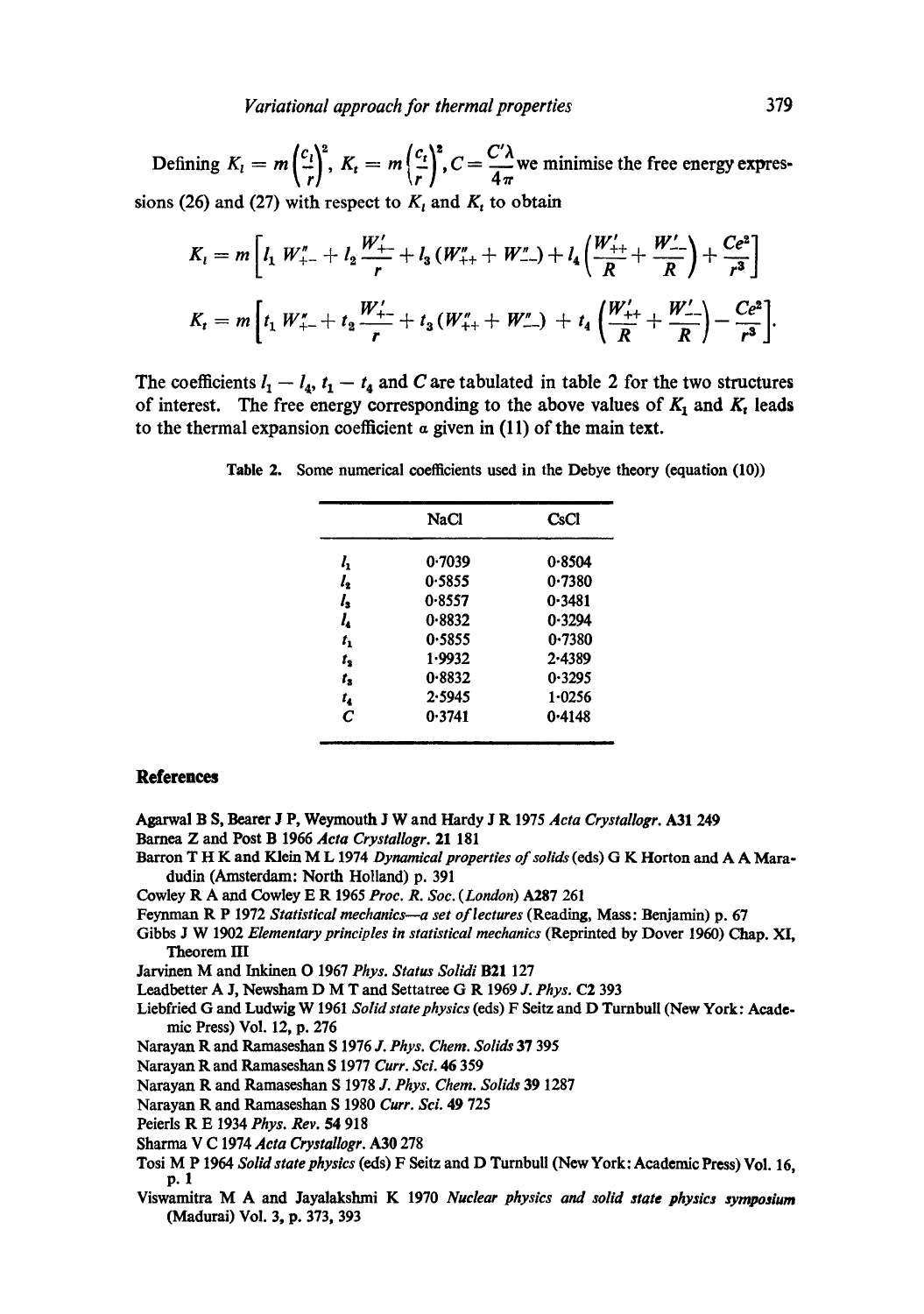Defining $K_l = m\left(\frac{c_l}{r}\right)^2$, $K_t = m\left(\frac{c_t}{r}\right)^2$, $C = \frac{C'\lambda}{4\pi}$ we minimise the free energy expressions (26) and (27) with respect to $K_l$ and $K_t$ to obtain

$$K_l = m\left[l_1 W''_{+-} + l_2 \frac{W'_{+-}}{r} + l_3 (W''_{++} + W''_{--}) + l_4 \left(\frac{W'_{++}}{R} + \frac{W'_{--}}{R}\right) + \frac{Ce^2}{r^3}\right]$$

$$K_t = m\left[t_1 W''_{+-} + t_2 \frac{W'_{+-}}{r} + t_3 (W''_{++} + W''_{--}) + t_4 \left(\frac{W'_{++}}{R} + \frac{W'_{--}}{R}\right) - \frac{Ce^2}{r^3}\right].$$

The coefficients $l_1 - l_4$, $t_1 - t_4$ and $C$ are tabulated in table 2 for the two structures of interest. The free energy corresponding to the above values of $K_l$ and $K_t$ leads to the thermal expansion coefficient $\alpha$ given in (11) of the main text.

**Table 2.** Some numerical coefficients used in the Debye theory (equation (10))

| | NaCl | CsCl |
|---|---|---|
| $l_1$ | 0·7039 | 0·8504 |
| $l_2$ | 0·5855 | 0·7380 |
| $l_3$ | 0·8557 | 0·3481 |
| $l_4$ | 0·8832 | 0·3294 |
| $t_1$ | 0·5855 | 0·7380 |
| $t_2$ | 1·9932 | 2·4389 |
| $t_3$ | 0·8832 | 0·3295 |
| $t_4$ | 2·5945 | 1·0256 |
| $C$ | 0·3741 | 0·4148 |

## References

Agarwal B S, Bearer J P, Weymouth J W and Hardy J R 1975 *Acta Crystallogr.* **A31** 249

Barnea Z and Post B 1966 *Acta Crystallogr.* **21** 181

Barron T H K and Klein M L 1974 *Dynamical properties of solids* (eds) G K Horton and A A Maradudin (Amsterdam: North Holland) p. 391

Cowley R A and Cowley E R 1965 *Proc. R. Soc. (London)* **A287** 261

Feynman R P 1972 *Statistical mechanics—a set of lectures* (Reading, Mass: Benjamin) p. 67

Gibbs J W 1902 *Elementary principles in statistical mechanics* (Reprinted by Dover 1960) Chap. XI, Theorem III

Jarvinen M and Inkinen O 1967 *Phys. Status Solidi* **B21** 127

Leadbetter A J, Newsham D M T and Settatree G R 1969 *J. Phys.* **C2** 393

Liebfried G and Ludwig W 1961 *Solid state physics* (eds) F Seitz and D Turnbull (New York: Academic Press) Vol. 12, p. 276

Narayan R and Ramaseshan S 1976 *J. Phys. Chem. Solids* **37** 395

Narayan R and Ramaseshan S 1977 *Curr. Sci.* **46** 359

Narayan R and Ramaseshan S 1978 *J. Phys. Chem. Solids* **39** 1287

Narayan R and Ramaseshan S 1980 *Curr. Sci.* **49** 725

Peierls R E 1934 *Phys. Rev.* **54** 918

Sharma V C 1974 *Acta Crystallogr.* **A30** 278

Tosi M P 1964 *Solid state physics* (eds) F Seitz and D Turnbull (New York: Academic Press) Vol. 16, p. 1

Viswamitra M A and Jayalakshmi K 1970 *Nuclear physics and solid state physics symposium* (Madurai) Vol. 3, p. 373, 393